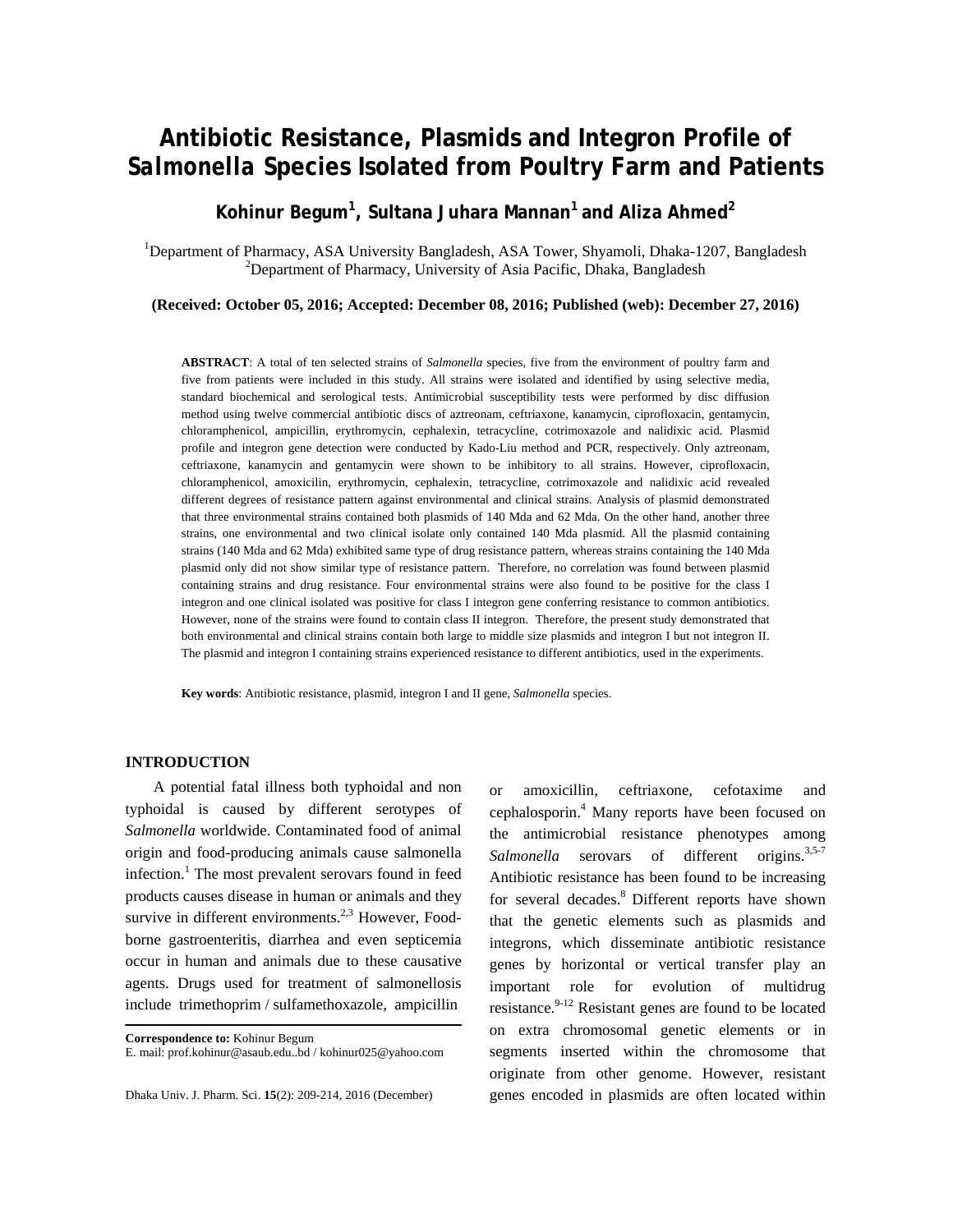# Antibiotic Resistance, Plasmids and Integron Profile of Salmonella Species Isolated from Poultry Farm and Patients

**Kohinur Begum[1], Sultana Juhara Mannan[1] and Aliza Ahmed[2]**

[1]Department of Pharmacy, ASA University Bangladesh, ASA Tower, Shyamoli, Dhaka-1207, Bangladesh
[2]Department of Pharmacy, University of Asia Pacific, Dhaka, Bangladesh

**(Received: October 05, 2016; Accepted: December 08, 2016; Published (web): December 27, 2016)**

**ABSTRACT**: A total of ten selected strains of *Salmonella* species, five from the environment of poultry farm and five from patients were included in this study. All strains were isolated and identified by using selective media, standard biochemical and serological tests. Antimicrobial susceptibility tests were performed by disc diffusion method using twelve commercial antibiotic discs of aztreonam, ceftriaxone, kanamycin, ciprofloxacin, gentamycin, chloramphenicol, ampicillin, erythromycin, cephalexin, tetracycline, cotrimoxazole and nalidixic acid. Plasmid profile and integron gene detection were conducted by Kado-Liu method and PCR, respectively. Only aztreonam, ceftriaxone, kanamycin and gentamycin were shown to be inhibitory to all strains. However, ciprofloxacin, chloramphenicol, amoxicilin, erythromycin, cephalexin, tetracycline, cotrimoxazole and nalidixic acid revealed different degrees of resistance pattern against environmental and clinical strains. Analysis of plasmid demonstrated that three environmental strains contained both plasmids of 140 Mda and 62 Mda. On the other hand, another three strains, one environmental and two clinical isolate only contained 140 Mda plasmid. All the plasmid containing strains (140 Mda and 62 Mda) exhibited same type of drug resistance pattern, whereas strains containing the 140 Mda plasmid only did not show similar type of resistance pattern. Therefore, no correlation was found between plasmid containing strains and drug resistance. Four environmental strains were also found to be positive for the class I integron and one clinical isolated was positive for class I integron gene conferring resistance to common antibiotics. However, none of the strains were found to contain class II integron. Therefore, the present study demonstrated that both environmental and clinical strains contain both large to middle size plasmids and integron I but not integron II. The plasmid and integron I containing strains experienced resistance to different antibiotics, used in the experiments.

**Key words**: Antibiotic resistance, plasmid, integron I and II gene, *Salmonella* species.

## INTRODUCTION

A potential fatal illness both typhoidal and non typhoidal is caused by different serotypes of *Salmonella* worldwide. Contaminated food of animal origin and food-producing animals cause salmonella infection.[1] The most prevalent serovars found in feed products causes disease in human or animals and they survive in different environments.[2,3] However, Food-borne gastroenteritis, diarrhea and even septicemia occur in human and animals due to these causative agents. Drugs used for treatment of salmonellosis include trimethoprim / sulfamethoxazole, ampicillin or amoxicillin, ceftriaxone, cefotaxime and cephalosporin.[4] Many reports have been focused on the antimicrobial resistance phenotypes among *Salmonella* serovars of different origins.[3,5-7] Antibiotic resistance has been found to be increasing for several decades.[8] Different reports have shown that the genetic elements such as plasmids and integrons, which disseminate antibiotic resistance genes by horizontal or vertical transfer play an important role for evolution of multidrug resistance.[9-12] Resistant genes are found to be located on extra chromosomal genetic elements or in segments inserted within the chromosome that originate from other genome. However, resistant genes encoded in plasmids are often located within

**Correspondence to:** Kohinur Begum
E. mail: prof.kohinur@asaub.edu..bd / kohinur025@yahoo.com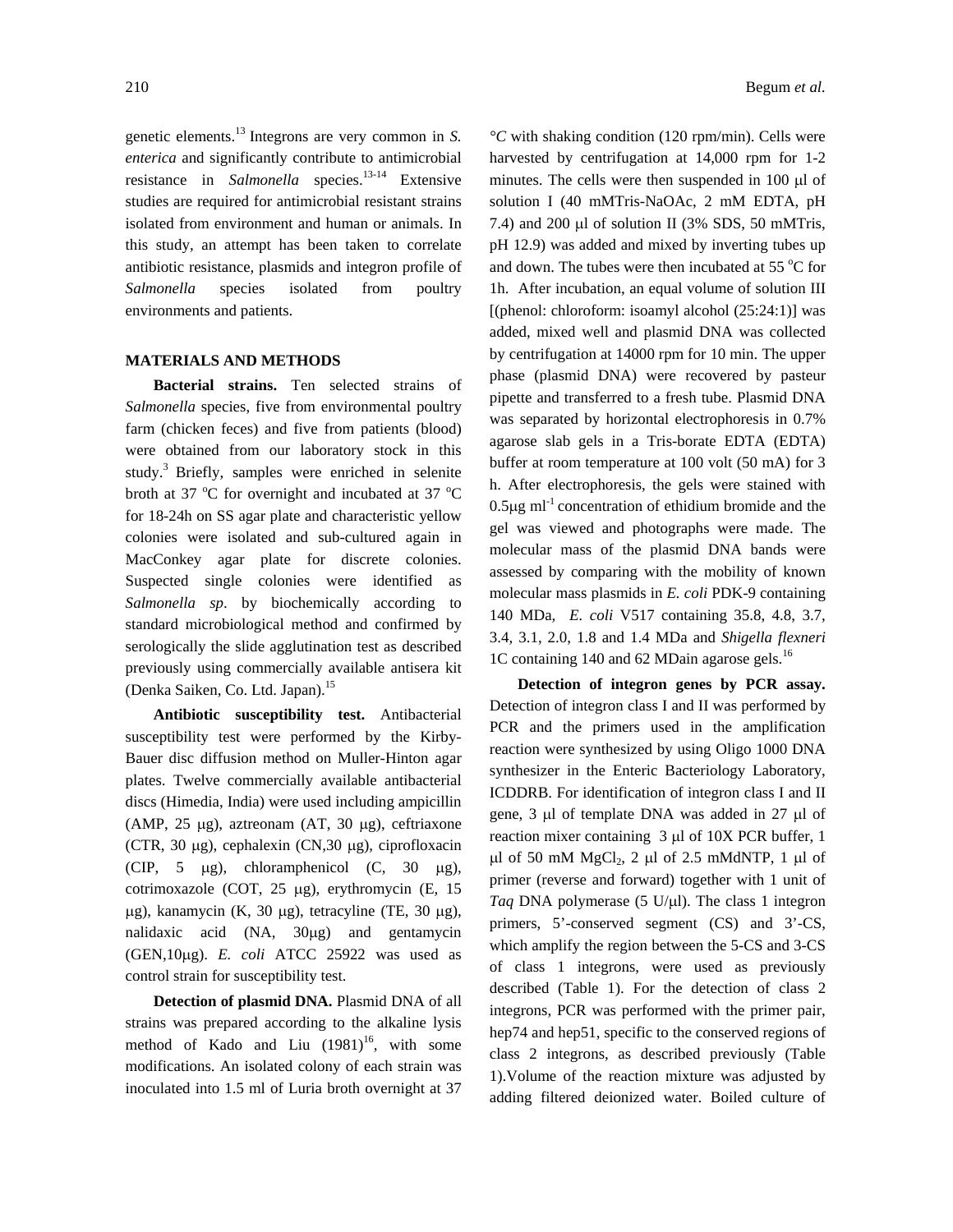genetic elements.[13] Integrons are very common in *S. enterica* and significantly contribute to antimicrobial resistance in *Salmonella* species.[13-14] Extensive studies are required for antimicrobial resistant strains isolated from environment and human or animals. In this study, an attempt has been taken to correlate antibiotic resistance, plasmids and integron profile of *Salmonella* species isolated from poultry environments and patients.

## MATERIALS AND METHODS

**Bacterial strains.** Ten selected strains of *Salmonella* species, five from environmental poultry farm (chicken feces) and five from patients (blood) were obtained from our laboratory stock in this study.[3] Briefly, samples were enriched in selenite broth at 37 °C for overnight and incubated at 37 °C for 18-24h on SS agar plate and characteristic yellow colonies were isolated and sub-cultured again in MacConkey agar plate for discrete colonies. Suspected single colonies were identified as *Salmonella sp*. by biochemically according to standard microbiological method and confirmed by serologically the slide agglutination test as described previously using commercially available antisera kit (Denka Saiken, Co. Ltd. Japan).[15]

**Antibiotic susceptibility test.** Antibacterial susceptibility test were performed by the Kirby-Bauer disc diffusion method on Muller-Hinton agar plates. Twelve commercially available antibacterial discs (Himedia, India) were used including ampicillin (AMP, 25 μg), aztreonam (AT, 30 μg), ceftriaxone (CTR, 30 μg), cephalexin (CN,30 μg), ciprofloxacin (CIP, 5 μg), chloramphenicol (C, 30 μg), cotrimoxazole (COT, 25 μg), erythromycin (E, 15 μg), kanamycin (K, 30 μg), tetracyline (TE, 30 μg), nalidaxic acid (NA, 30μg) and gentamycin (GEN,10μg). *E. coli* ATCC 25922 was used as control strain for susceptibility test.

**Detection of plasmid DNA.** Plasmid DNA of all strains was prepared according to the alkaline lysis method of Kado and Liu (1981)[16], with some modifications. An isolated colony of each strain was inoculated into 1.5 ml of Luria broth overnight at 37 *°C* with shaking condition (120 rpm/min). Cells were harvested by centrifugation at 14,000 rpm for 1-2 minutes. The cells were then suspended in 100 μl of solution I (40 mMTris-NaOAc, 2 mM EDTA, pH 7.4) and 200 μl of solution II (3% SDS, 50 mMTris, pH 12.9) was added and mixed by inverting tubes up and down. The tubes were then incubated at 55 °C for 1h. After incubation, an equal volume of solution III [(phenol: chloroform: isoamyl alcohol (25:24:1)] was added, mixed well and plasmid DNA was collected by centrifugation at 14000 rpm for 10 min. The upper phase (plasmid DNA) were recovered by pasteur pipette and transferred to a fresh tube. Plasmid DNA was separated by horizontal electrophoresis in 0.7% agarose slab gels in a Tris-borate EDTA (EDTA) buffer at room temperature at 100 volt (50 mA) for 3 h. After electrophoresis, the gels were stained with 0.5μg $ml^{-1}$ concentration of ethidium bromide and the gel was viewed and photographs were made. The molecular mass of the plasmid DNA bands were assessed by comparing with the mobility of known molecular mass plasmids in *E. coli* PDK-9 containing 140 MDa, *E. coli* V517 containing 35.8, 4.8, 3.7, 3.4, 3.1, 2.0, 1.8 and 1.4 MDa and *Shigella flexneri* 1C containing 140 and 62 MDain agarose gels.[16]

**Detection of integron genes by PCR assay.** Detection of integron class I and II was performed by PCR and the primers used in the amplification reaction were synthesized by using Oligo 1000 DNA synthesizer in the Enteric Bacteriology Laboratory, ICDDRB. For identification of integron class I and II gene, 3 μl of template DNA was added in 27 μl of reaction mixer containing 3 μl of 10X PCR buffer, 1 μl of 50 mM $MgCl_2$, 2 μl of 2.5 mMdNTP, 1 μl of primer (reverse and forward) together with 1 unit of *Taq* DNA polymerase (5 U/μl). The class 1 integron primers, 5'-conserved segment (CS) and 3'-CS, which amplify the region between the 5-CS and 3-CS of class 1 integrons, were used as previously described (Table 1). For the detection of class 2 integrons, PCR was performed with the primer pair, hep74 and hep51, specific to the conserved regions of class 2 integrons, as described previously (Table 1).Volume of the reaction mixture was adjusted by adding filtered deionized water. Boiled culture of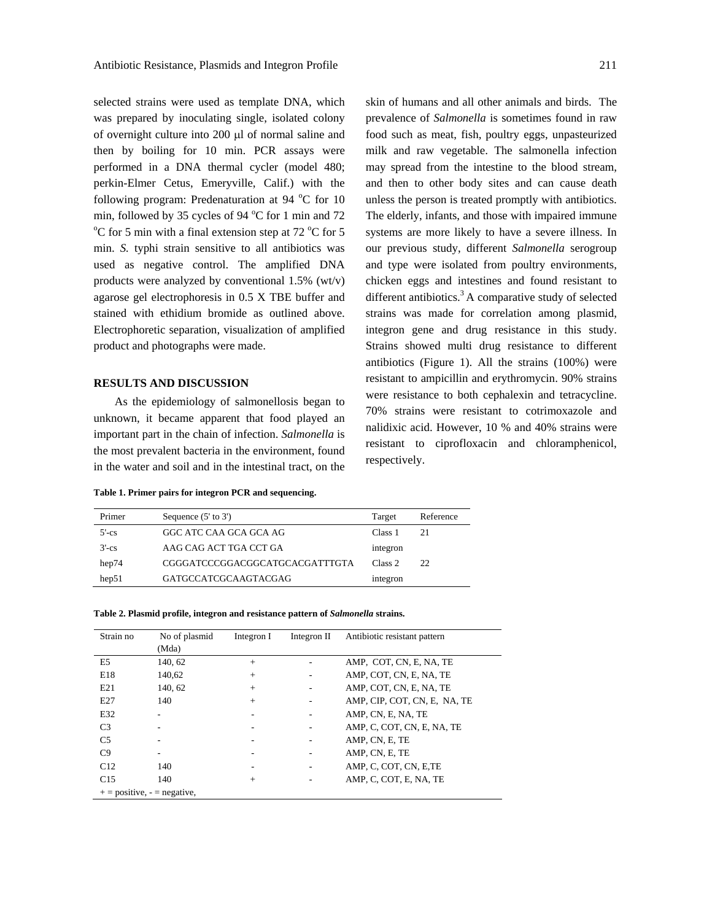selected strains were used as template DNA, which was prepared by inoculating single, isolated colony of overnight culture into 200 μl of normal saline and then by boiling for 10 min. PCR assays were performed in a DNA thermal cycler (model 480; perkin-Elmer Cetus, Emeryville, Calif.) with the following program: Predenaturation at 94 °C for 10 min, followed by 35 cycles of 94 °C for 1 min and 72 °C for 5 min with a final extension step at 72 °C for 5 min. *S.* typhi strain sensitive to all antibiotics was used as negative control. The amplified DNA products were analyzed by conventional 1.5% (wt/v) agarose gel electrophoresis in 0.5 X TBE buffer and stained with ethidium bromide as outlined above. Electrophoretic separation, visualization of amplified product and photographs were made.

## RESULTS AND DISCUSSION

As the epidemiology of salmonellosis began to unknown, it became apparent that food played an important part in the chain of infection. *Salmonella* is the most prevalent bacteria in the environment, found in the water and soil and in the intestinal tract, on the skin of humans and all other animals and birds. The prevalence of *Salmonella* is sometimes found in raw food such as meat, fish, poultry eggs, unpasteurized milk and raw vegetable. The salmonella infection may spread from the intestine to the blood stream, and then to other body sites and can cause death unless the person is treated promptly with antibiotics. The elderly, infants, and those with impaired immune systems are more likely to have a severe illness. In our previous study, different *Salmonella* serogroup and type were isolated from poultry environments, chicken eggs and intestines and found resistant to different antibiotics.[3] A comparative study of selected strains was made for correlation among plasmid, integron gene and drug resistance in this study. Strains showed multi drug resistance to different antibiotics (Figure 1). All the strains (100%) were resistant to ampicillin and erythromycin. 90% strains were resistance to both cephalexin and tetracycline. 70% strains were resistant to cotrimoxazole and nalidixic acid. However, 10 % and 40% strains were resistant to ciprofloxacin and chloramphenicol, respectively.

**Table 1. Primer pairs for integron PCR and sequencing.**

| Primer | Sequence (5' to 3') | Target | Reference |
|---|---|---|---|
| 5'-cs | GGC ATC CAA GCA GCA AG | Class 1 | 21 |
| 3'-cs | AAG CAG ACT TGA CCT GA | integron | |
| hep74 | CGGGATCCCGGACGGCATGCACGATTTGTA | Class 2 | 22 |
| hep51 | GATGCCATCGCAAGTACGAG | integron | |

**Table 2. Plasmid profile, integron and resistance pattern of *Salmonella* strains.**

| Strain no | No of plasmid (Mda) | Integron I | Integron II | Antibiotic resistant pattern |
|---|---|---|---|---|
| E5 | 140, 62 | + | - | AMP, COT, CN, E, NA, TE |
| E18 | 140,62 | + | - | AMP, COT, CN, E, NA, TE |
| E21 | 140, 62 | + | - | AMP, COT, CN, E, NA, TE |
| E27 | 140 | + | - | AMP, CIP, COT, CN, E, NA, TE |
| E32 | - | - | - | AMP, CN, E, NA, TE |
| C3 | - | - | - | AMP, C, COT, CN, E, NA, TE |
| C5 | - | - | - | AMP, CN, E, TE |
| C9 | - | - | - | AMP, CN, E, TE |
| C12 | 140 | - | - | AMP, C, COT, CN, E,TE |
| C15 | 140 | + | - | AMP, C, COT, E, NA, TE |

+ = positive, - = negative,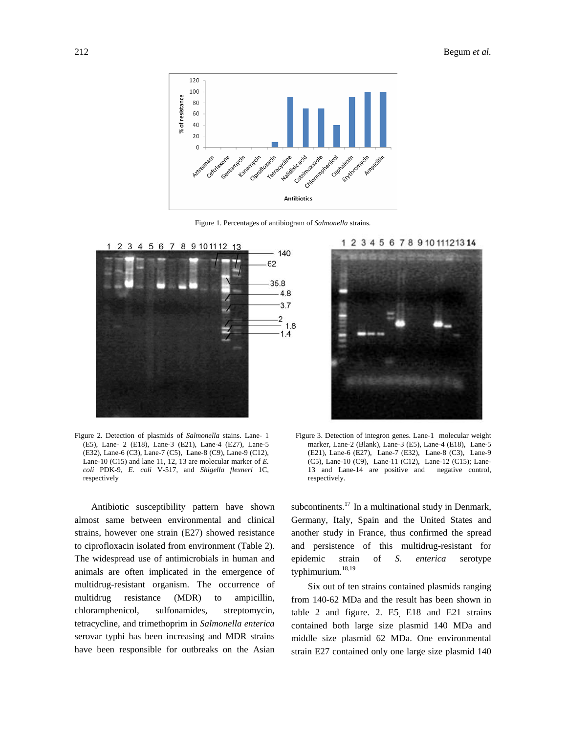Figure 1. Percentages of antibiogram of *Salmonella* strains.

Figure 2. Detection of plasmids of *Salmonella* stains. Lane- 1 (E5), Lane- 2 (E18), Lane-3 (E21), Lane-4 (E27), Lane-5 (E32), Lane-6 (C3), Lane-7 (C5), Lane-8 (C9), Lane-9 (C12), Lane-10 (C15) and lane 11, 12, 13 are molecular marker of *E. coli* PDK-9, *E. coli* V-517, and *Shigella flexneri* 1C, respectively

Figure 3. Detection of integron genes. Lane-1 molecular weight marker, Lane-2 (Blank), Lane-3 (E5), Lane-4 (E18), Lane-5 (E21), Lane-6 (E27), Lane-7 (E32), Lane-8 (C3), Lane-9 (C5), Lane-10 (C9), Lane-11 (C12), Lane-12 (C15); Lane-13 and Lane-14 are positive and negative control, respectively.

Antibiotic susceptibility pattern have shown almost same between environmental and clinical strains, however one strain (E27) showed resistance to ciprofloxacin isolated from environment (Table 2). The widespread use of antimicrobials in human and animals are often implicated in the emergence of multidrug-resistant organism. The occurrence of multidrug resistance (MDR) to ampicillin, chloramphenicol, sulfonamides, streptomycin, tetracycline, and trimethoprim in *Salmonella enterica* serovar typhi has been increasing and MDR strains have been responsible for outbreaks on the Asian subcontinents.[17] In a multinational study in Denmark, Germany, Italy, Spain and the United States and another study in France, thus confirmed the spread and persistence of this multidrug-resistant for epidemic strain of *S. enterica* serotype typhimurium.[18,19]

Six out of ten strains contained plasmids ranging from 140-62 MDa and the result has been shown in table 2 and figure. 2. E5, E18 and E21 strains contained both large size plasmid 140 MDa and middle size plasmid 62 MDa. One environmental strain E27 contained only one large size plasmid 140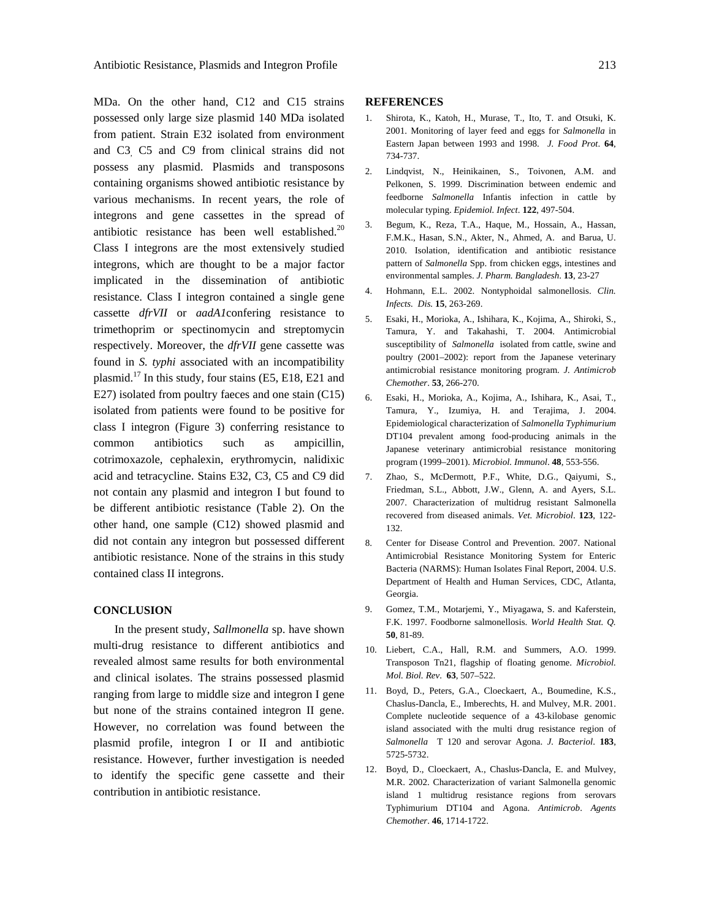MDa. On the other hand, C12 and C15 strains possessed only large size plasmid 140 MDa isolated from patient. Strain E32 isolated from environment and C3, C5 and C9 from clinical strains did not possess any plasmid. Plasmids and transposons containing organisms showed antibiotic resistance by various mechanisms. In recent years, the role of integrons and gene cassettes in the spread of antibiotic resistance has been well established.[20] Class I integrons are the most extensively studied integrons, which are thought to be a major factor implicated in the dissemination of antibiotic resistance. Class I integron contained a single gene cassette *dfrVII* or *aadA1*confering resistance to trimethoprim or spectinomycin and streptomycin respectively. Moreover, the *dfrVII* gene cassette was found in *S. typhi* associated with an incompatibility plasmid.[17] In this study, four stains (E5, E18, E21 and E27) isolated from poultry faeces and one stain (C15) isolated from patients were found to be positive for class I integron (Figure 3) conferring resistance to common antibiotics such as ampicillin, cotrimoxazole, cephalexin, erythromycin, nalidixic acid and tetracycline. Stains E32, C3, C5 and C9 did not contain any plasmid and integron I but found to be different antibiotic resistance (Table 2). On the other hand, one sample (C12) showed plasmid and did not contain any integron but possessed different antibiotic resistance. None of the strains in this study contained class II integrons.

## CONCLUSION

In the present study, *Sallmonella* sp. have shown multi-drug resistance to different antibiotics and revealed almost same results for both environmental and clinical isolates. The strains possessed plasmid ranging from large to middle size and integron I gene but none of the strains contained integron II gene. However, no correlation was found between the plasmid profile, integron I or II and antibiotic resistance. However, further investigation is needed to identify the specific gene cassette and their contribution in antibiotic resistance.

## REFERENCES

1. Shirota, K., Katoh, H., Murase, T., Ito, T. and Otsuki, K. 2001. Monitoring of layer feed and eggs for *Salmonella* in Eastern Japan between 1993 and 1998. *J. Food Prot*. **64**, 734-737.
2. Lindqvist, N., Heinikainen, S., Toivonen, A.M. and Pelkonen, S. 1999. Discrimination between endemic and feedborne *Salmonella* Infantis infection in cattle by molecular typing. *Epidemiol. Infect*. **122**, 497-504.
3. Begum, K., Reza, T.A., Haque, M., Hossain, A., Hassan, F.M.K., Hasan, S.N., Akter, N., Ahmed, A. and Barua, U. 2010. Isolation, identification and antibiotic resistance pattern of *Salmonella* Spp. from chicken eggs, intestines and environmental samples. *J. Pharm. Bangladesh*. **13**, 23-27
4. Hohmann, E.L. 2002. Nontyphoidal salmonellosis. *Clin. Infects. Dis.* **15**, 263-269.
5. Esaki, H., Morioka, A., Ishihara, K., Kojima, A., Shiroki, S., Tamura, Y. and Takahashi, T. 2004. Antimicrobial susceptibility of *Salmonella* isolated from cattle, swine and poultry (2001–2002): report from the Japanese veterinary antimicrobial resistance monitoring program. *J. Antimicrob Chemother*. **53**, 266-270.
6. Esaki, H., Morioka, A., Kojima, A., Ishihara, K., Asai, T., Tamura, Y., Izumiya, H. and Terajima, J. 2004. Epidemiological characterization of *Salmonella Typhimurium* DT104 prevalent among food-producing animals in the Japanese veterinary antimicrobial resistance monitoring program (1999–2001). *Microbiol. Immunol*. **48**, 553-556.
7. Zhao, S., McDermott, P.F., White, D.G., Qaiyumi, S., Friedman, S.L., Abbott, J.W., Glenn, A. and Ayers, S.L. 2007. Characterization of multidrug resistant Salmonella recovered from diseased animals. *Vet. Microbiol*. **123**, 122-132.
8. Center for Disease Control and Prevention. 2007. National Antimicrobial Resistance Monitoring System for Enteric Bacteria (NARMS): Human Isolates Final Report, 2004. U.S. Department of Health and Human Services, CDC, Atlanta, Georgia.
9. Gomez, T.M., Motarjemi, Y., Miyagawa, S. and Kaferstein, F.K. 1997. Foodborne salmonellosis. *World Health Stat. Q.* **50**, 81-89.
10. Liebert, C.A., Hall, R.M. and Summers, A.O. 1999. Transposon Tn21, flagship of floating genome. *Microbiol. Mol. Biol. Rev*. **63**, 507–522.
11. Boyd, D., Peters, G.A., Cloeckaert, A., Boumedine, K.S., Chaslus-Dancla, E., Imberechts, H. and Mulvey, M.R. 2001. Complete nucleotide sequence of a 43-kilobase genomic island associated with the multi drug resistance region of *Salmonella* T 120 and serovar Agona. *J. Bacteriol*. **183**, 5725-5732.
12. Boyd, D., Cloeckaert, A., Chaslus-Dancla, E. and Mulvey, M.R. 2002. Characterization of variant Salmonella genomic island 1 multidrug resistance regions from serovars Typhimurium DT104 and Agona. *Antimicrob. Agents Chemother*. **46**, 1714-1722.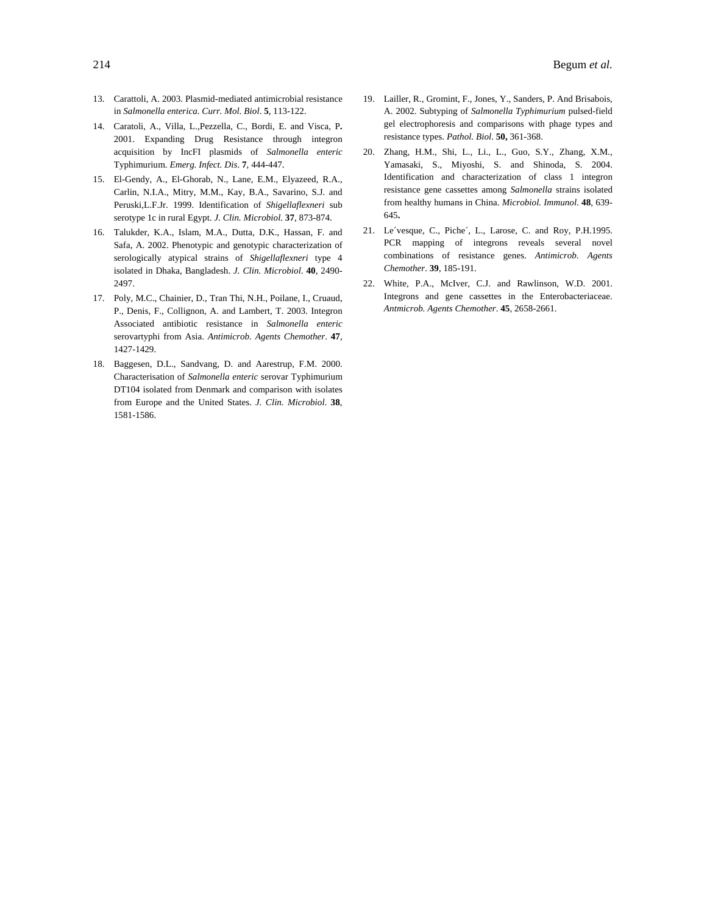13. Carattoli, A. 2003. Plasmid-mediated antimicrobial resistance in *Salmonella enterica*. *Curr. Mol. Biol*. **5**, 113-122.
14. Caratoli, A., Villa, L.,Pezzella, C., Bordi, E. and Visca, P**.** 2001. Expanding Drug Resistance through integron acquisition by IncFI plasmids of *Salmonella enteric* Typhimurium. *Emerg. Infect. Dis*. **7**, 444-447.
15. El-Gendy, A., El-Ghorab, N., Lane, E.M., Elyazeed, R.A., Carlin, N.I.A., Mitry, M.M., Kay, B.A., Savarino, S.J. and Peruski,L.F.Jr. 1999. Identification of *Shigellaflexneri* sub serotype 1c in rural Egypt. *J. Clin. Microbiol*. **37**, 873-874.
16. Talukder, K.A., Islam, M.A., Dutta, D.K., Hassan, F. and Safa, A. 2002. Phenotypic and genotypic characterization of serologically atypical strains of *Shigellaflexneri* type 4 isolated in Dhaka, Bangladesh. *J. Clin. Microbiol*. **40**, 2490-2497.
17. Poly, M.C., Chainier, D., Tran Thi, N.H., Poilane, I., Cruaud, P., Denis, F., Collignon, A. and Lambert, T. 2003. Integron Associated antibiotic resistance in *Salmonella enteric* serovartyphi from Asia. *Antimicrob. Agents Chemother*. **47**, 1427-1429.
18. Baggesen, D.L., Sandvang, D. and Aarestrup, F.M. 2000. Characterisation of *Salmonella enteric* serovar Typhimurium DT104 isolated from Denmark and comparison with isolates from Europe and the United States. *J. Clin. Microbiol*. **38**, 1581-1586.
19. Lailler, R., Gromint, F., Jones, Y., Sanders, P. And Brisabois, A. 2002. Subtyping of *Salmonella Typhimurium* pulsed-field gel electrophoresis and comparisons with phage types and resistance types. *Pathol. Biol*. **50,** 361-368.
20. Zhang, H.M., Shi, L., Li., L., Guo, S.Y., Zhang, X.M., Yamasaki, S., Miyoshi, S. and Shinoda, S. 2004. Identification and characterization of class 1 integron resistance gene cassettes among *Salmonella* strains isolated from healthy humans in China. *Microbiol. Immunol*. **48**, 639-645**.**
21. Le´vesque, C., Piche´, L., Larose, C. and Roy, P.H.1995. PCR mapping of integrons reveals several novel combinations of resistance genes. *Antimicrob. Agents Chemother*. **39**, 185-191.
22. White, P.A., McIver, C.J. and Rawlinson, W.D. 2001. Integrons and gene cassettes in the Enterobacteriaceae. *Antmicrob. Agents Chemother*. **45**, 2658-2661.